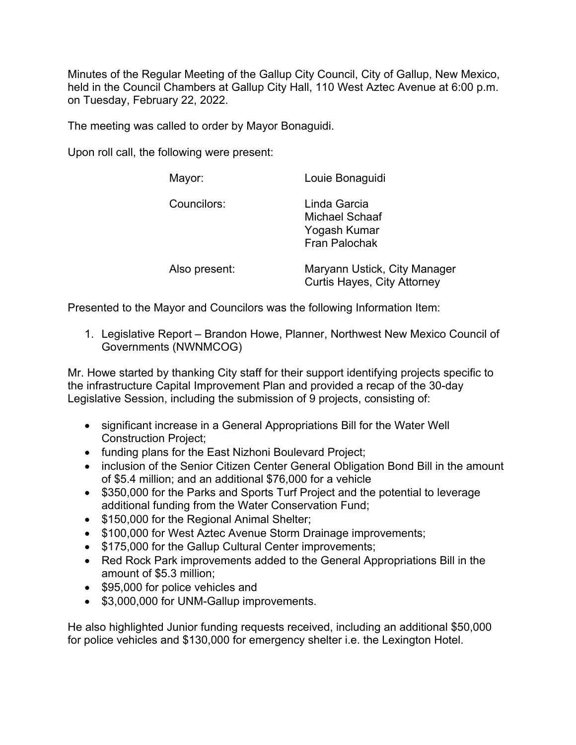Minutes of the Regular Meeting of the Gallup City Council, City of Gallup, New Mexico, held in the Council Chambers at Gallup City Hall, 110 West Aztec Avenue at 6:00 p.m. on Tuesday, February 22, 2022.

The meeting was called to order by Mayor Bonaguidi.

Upon roll call, the following were present:

| | |
|---|---|
| Mayor: | Louie Bonaguidi |
| Councilors: | Linda Garcia<br>Michael Schaaf<br>Yogash Kumar<br>Fran Palochak |
| Also present: | Maryann Ustick, City Manager<br>Curtis Hayes, City Attorney |

Presented to the Mayor and Councilors was the following Information Item:

1. Legislative Report – Brandon Howe, Planner, Northwest New Mexico Council of Governments (NWNMCOG)

Mr. Howe started by thanking City staff for their support identifying projects specific to the infrastructure Capital Improvement Plan and provided a recap of the 30-day Legislative Session, including the submission of 9 projects, consisting of:

- significant increase in a General Appropriations Bill for the Water Well Construction Project;
- funding plans for the East Nizhoni Boulevard Project;
- inclusion of the Senior Citizen Center General Obligation Bond Bill in the amount of $5.4 million; and an additional $76,000 for a vehicle
- $350,000 for the Parks and Sports Turf Project and the potential to leverage additional funding from the Water Conservation Fund;
- $150,000 for the Regional Animal Shelter;
- $100,000 for West Aztec Avenue Storm Drainage improvements;
- $175,000 for the Gallup Cultural Center improvements;
- Red Rock Park improvements added to the General Appropriations Bill in the amount of $5.3 million;
- $95,000 for police vehicles and
- $3,000,000 for UNM-Gallup improvements.

He also highlighted Junior funding requests received, including an additional $50,000 for police vehicles and $130,000 for emergency shelter i.e. the Lexington Hotel.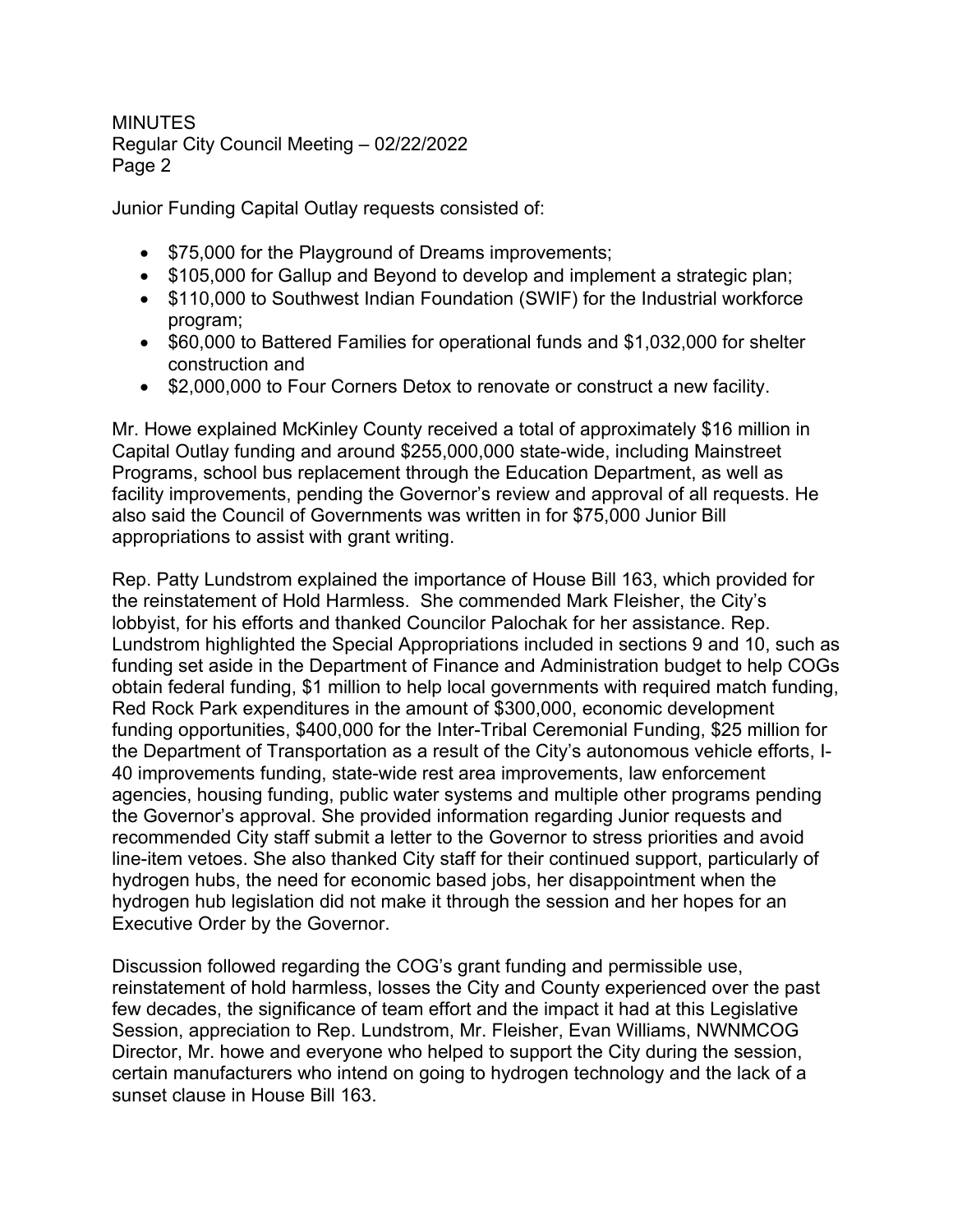Junior Funding Capital Outlay requests consisted of:

- $75,000 for the Playground of Dreams improvements;
- $105,000 for Gallup and Beyond to develop and implement a strategic plan;
- $110,000 to Southwest Indian Foundation (SWIF) for the Industrial workforce program;
- $60,000 to Battered Families for operational funds and $1,032,000 for shelter construction and
- $2,000,000 to Four Corners Detox to renovate or construct a new facility.

Mr. Howe explained McKinley County received a total of approximately $16 million in Capital Outlay funding and around $255,000,000 state-wide, including Mainstreet Programs, school bus replacement through the Education Department, as well as facility improvements, pending the Governor's review and approval of all requests. He also said the Council of Governments was written in for $75,000 Junior Bill appropriations to assist with grant writing.

Rep. Patty Lundstrom explained the importance of House Bill 163, which provided for the reinstatement of Hold Harmless. She commended Mark Fleisher, the City's lobbyist, for his efforts and thanked Councilor Palochak for her assistance. Rep. Lundstrom highlighted the Special Appropriations included in sections 9 and 10, such as funding set aside in the Department of Finance and Administration budget to help COGs obtain federal funding, $1 million to help local governments with required match funding, Red Rock Park expenditures in the amount of $300,000, economic development funding opportunities, $400,000 for the Inter-Tribal Ceremonial Funding, $25 million for the Department of Transportation as a result of the City's autonomous vehicle efforts, I-40 improvements funding, state-wide rest area improvements, law enforcement agencies, housing funding, public water systems and multiple other programs pending the Governor's approval. She provided information regarding Junior requests and recommended City staff submit a letter to the Governor to stress priorities and avoid line-item vetoes. She also thanked City staff for their continued support, particularly of hydrogen hubs, the need for economic based jobs, her disappointment when the hydrogen hub legislation did not make it through the session and her hopes for an Executive Order by the Governor.

Discussion followed regarding the COG's grant funding and permissible use, reinstatement of hold harmless, losses the City and County experienced over the past few decades, the significance of team effort and the impact it had at this Legislative Session, appreciation to Rep. Lundstrom, Mr. Fleisher, Evan Williams, NWNMCOG Director, Mr. howe and everyone who helped to support the City during the session, certain manufacturers who intend on going to hydrogen technology and the lack of a sunset clause in House Bill 163.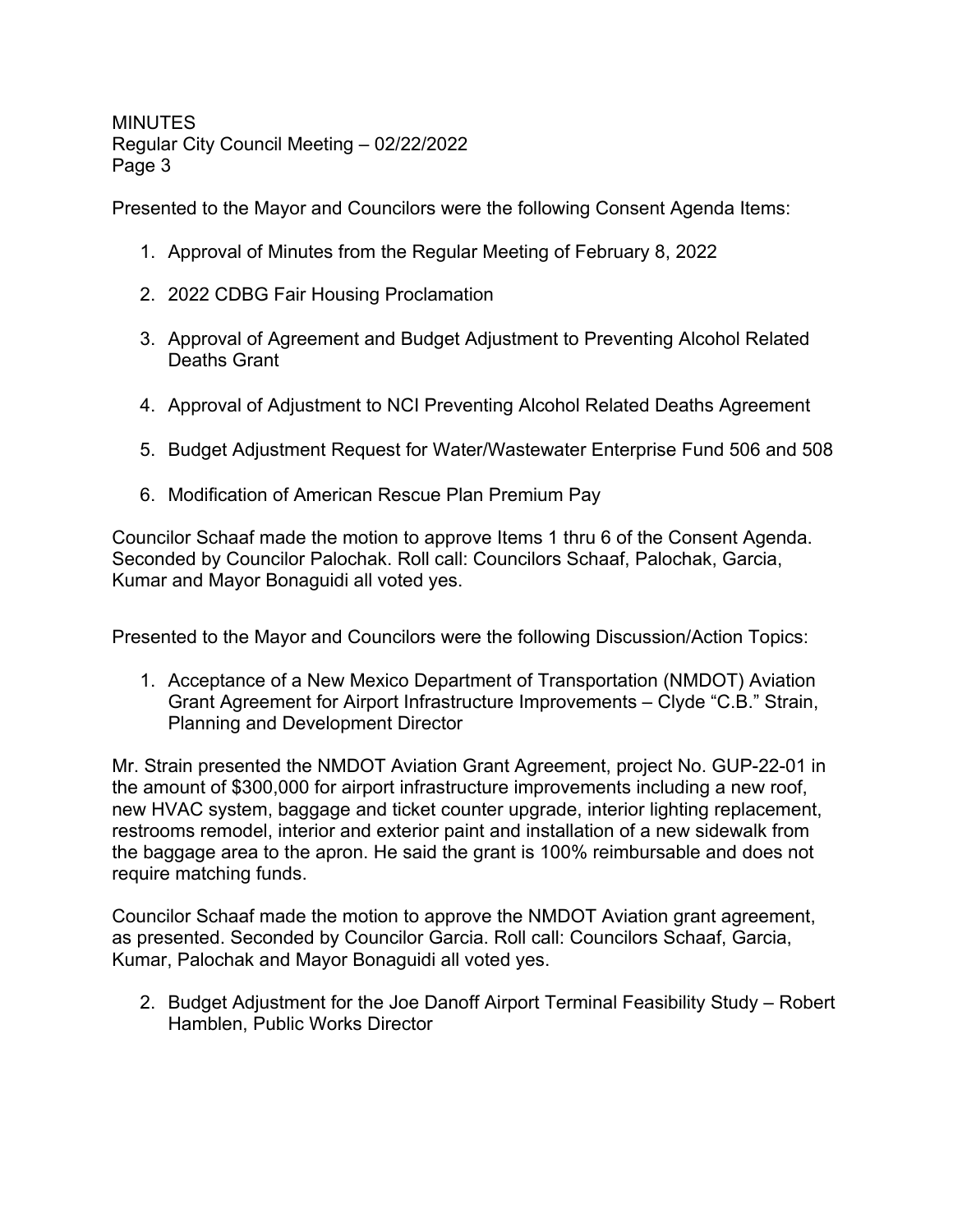Presented to the Mayor and Councilors were the following Consent Agenda Items:

1. Approval of Minutes from the Regular Meeting of February 8, 2022

2. 2022 CDBG Fair Housing Proclamation

3. Approval of Agreement and Budget Adjustment to Preventing Alcohol Related Deaths Grant

4. Approval of Adjustment to NCI Preventing Alcohol Related Deaths Agreement

5. Budget Adjustment Request for Water/Wastewater Enterprise Fund 506 and 508

6. Modification of American Rescue Plan Premium Pay

Councilor Schaaf made the motion to approve Items 1 thru 6 of the Consent Agenda. Seconded by Councilor Palochak. Roll call: Councilors Schaaf, Palochak, Garcia, Kumar and Mayor Bonaguidi all voted yes.

Presented to the Mayor and Councilors were the following Discussion/Action Topics:

1. Acceptance of a New Mexico Department of Transportation (NMDOT) Aviation Grant Agreement for Airport Infrastructure Improvements – Clyde "C.B." Strain, Planning and Development Director

Mr. Strain presented the NMDOT Aviation Grant Agreement, project No. GUP-22-01 in the amount of $300,000 for airport infrastructure improvements including a new roof, new HVAC system, baggage and ticket counter upgrade, interior lighting replacement, restrooms remodel, interior and exterior paint and installation of a new sidewalk from the baggage area to the apron. He said the grant is 100% reimbursable and does not require matching funds.

Councilor Schaaf made the motion to approve the NMDOT Aviation grant agreement, as presented. Seconded by Councilor Garcia. Roll call: Councilors Schaaf, Garcia, Kumar, Palochak and Mayor Bonaguidi all voted yes.

2. Budget Adjustment for the Joe Danoff Airport Terminal Feasibility Study – Robert Hamblen, Public Works Director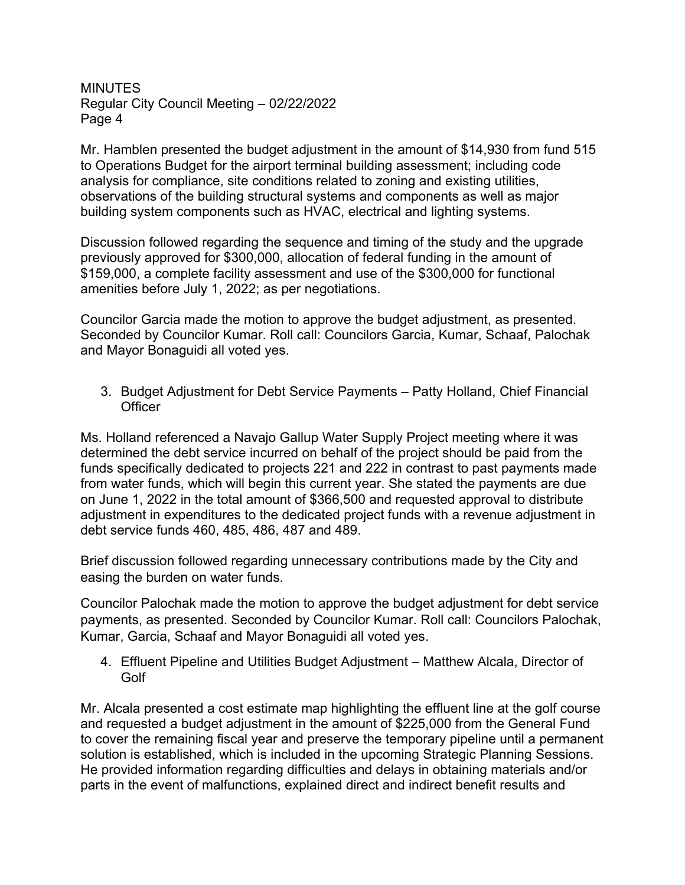Mr. Hamblen presented the budget adjustment in the amount of $14,930 from fund 515 to Operations Budget for the airport terminal building assessment; including code analysis for compliance, site conditions related to zoning and existing utilities, observations of the building structural systems and components as well as major building system components such as HVAC, electrical and lighting systems.

Discussion followed regarding the sequence and timing of the study and the upgrade previously approved for $300,000, allocation of federal funding in the amount of $159,000, a complete facility assessment and use of the $300,000 for functional amenities before July 1, 2022; as per negotiations.

Councilor Garcia made the motion to approve the budget adjustment, as presented. Seconded by Councilor Kumar. Roll call: Councilors Garcia, Kumar, Schaaf, Palochak and Mayor Bonaguidi all voted yes.

3. Budget Adjustment for Debt Service Payments – Patty Holland, Chief Financial Officer

Ms. Holland referenced a Navajo Gallup Water Supply Project meeting where it was determined the debt service incurred on behalf of the project should be paid from the funds specifically dedicated to projects 221 and 222 in contrast to past payments made from water funds, which will begin this current year. She stated the payments are due on June 1, 2022 in the total amount of $366,500 and requested approval to distribute adjustment in expenditures to the dedicated project funds with a revenue adjustment in debt service funds 460, 485, 486, 487 and 489.

Brief discussion followed regarding unnecessary contributions made by the City and easing the burden on water funds.

Councilor Palochak made the motion to approve the budget adjustment for debt service payments, as presented. Seconded by Councilor Kumar. Roll call: Councilors Palochak, Kumar, Garcia, Schaaf and Mayor Bonaguidi all voted yes.

4. Effluent Pipeline and Utilities Budget Adjustment – Matthew Alcala, Director of Golf

Mr. Alcala presented a cost estimate map highlighting the effluent line at the golf course and requested a budget adjustment in the amount of $225,000 from the General Fund to cover the remaining fiscal year and preserve the temporary pipeline until a permanent solution is established, which is included in the upcoming Strategic Planning Sessions. He provided information regarding difficulties and delays in obtaining materials and/or parts in the event of malfunctions, explained direct and indirect benefit results and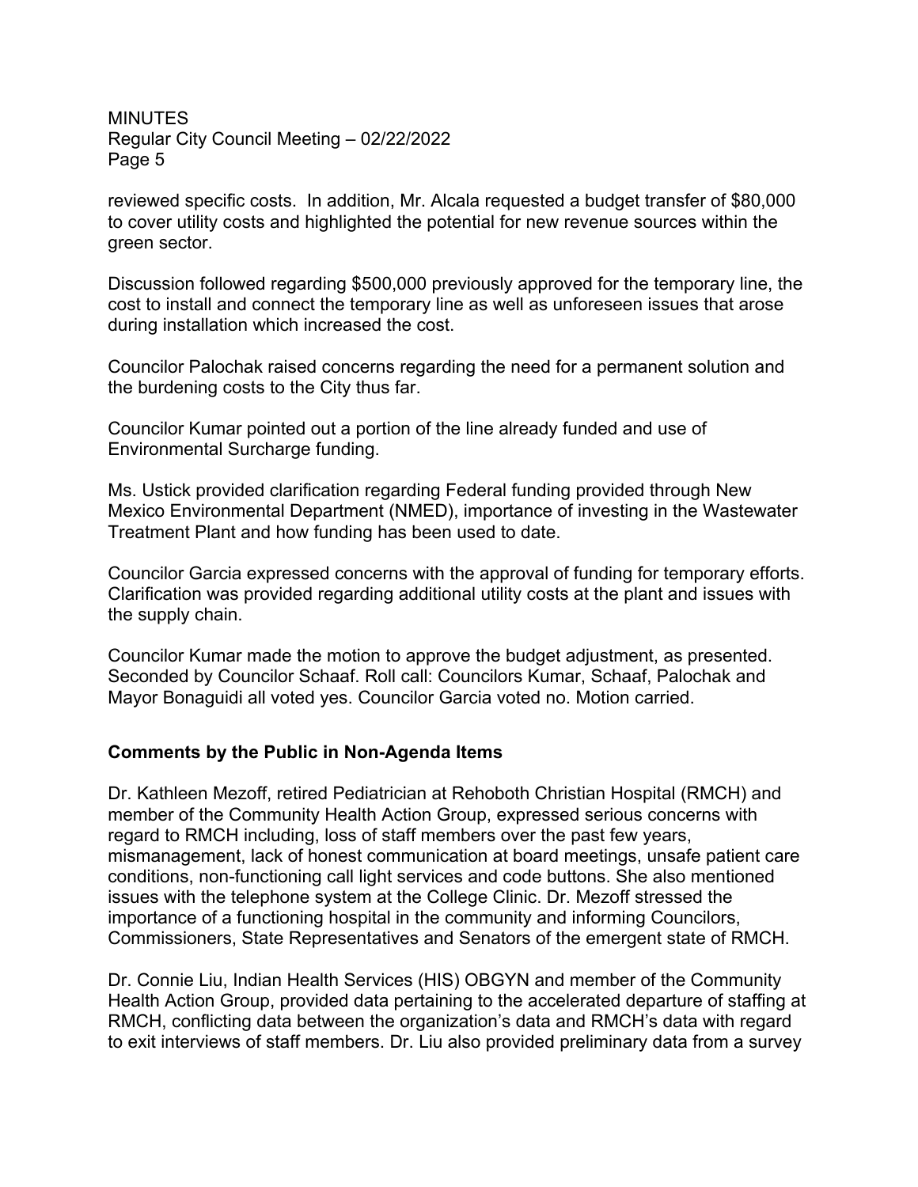reviewed specific costs. In addition, Mr. Alcala requested a budget transfer of $80,000 to cover utility costs and highlighted the potential for new revenue sources within the green sector.

Discussion followed regarding $500,000 previously approved for the temporary line, the cost to install and connect the temporary line as well as unforeseen issues that arose during installation which increased the cost.

Councilor Palochak raised concerns regarding the need for a permanent solution and the burdening costs to the City thus far.

Councilor Kumar pointed out a portion of the line already funded and use of Environmental Surcharge funding.

Ms. Ustick provided clarification regarding Federal funding provided through New Mexico Environmental Department (NMED), importance of investing in the Wastewater Treatment Plant and how funding has been used to date.

Councilor Garcia expressed concerns with the approval of funding for temporary efforts. Clarification was provided regarding additional utility costs at the plant and issues with the supply chain.

Councilor Kumar made the motion to approve the budget adjustment, as presented. Seconded by Councilor Schaaf. Roll call: Councilors Kumar, Schaaf, Palochak and Mayor Bonaguidi all voted yes. Councilor Garcia voted no. Motion carried.

**Comments by the Public in Non-Agenda Items**

Dr. Kathleen Mezoff, retired Pediatrician at Rehoboth Christian Hospital (RMCH) and member of the Community Health Action Group, expressed serious concerns with regard to RMCH including, loss of staff members over the past few years, mismanagement, lack of honest communication at board meetings, unsafe patient care conditions, non-functioning call light services and code buttons. She also mentioned issues with the telephone system at the College Clinic. Dr. Mezoff stressed the importance of a functioning hospital in the community and informing Councilors, Commissioners, State Representatives and Senators of the emergent state of RMCH.

Dr. Connie Liu, Indian Health Services (HIS) OBGYN and member of the Community Health Action Group, provided data pertaining to the accelerated departure of staffing at RMCH, conflicting data between the organization's data and RMCH's data with regard to exit interviews of staff members. Dr. Liu also provided preliminary data from a survey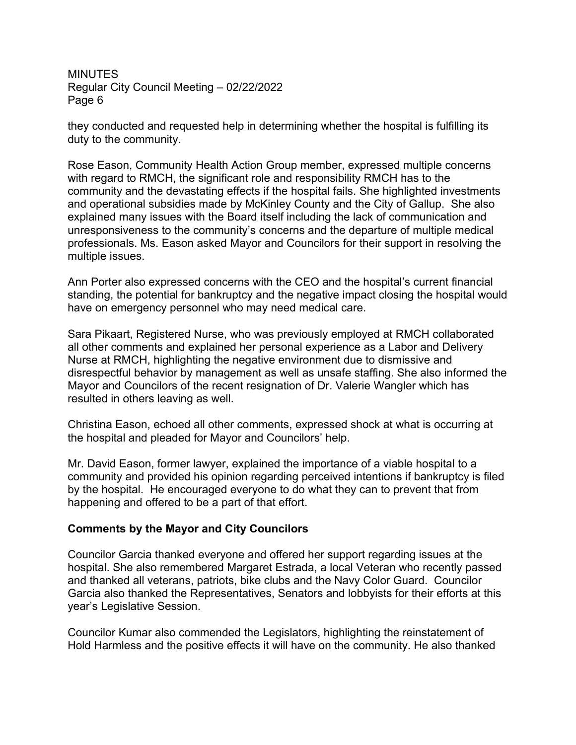they conducted and requested help in determining whether the hospital is fulfilling its duty to the community.

Rose Eason, Community Health Action Group member, expressed multiple concerns with regard to RMCH, the significant role and responsibility RMCH has to the community and the devastating effects if the hospital fails. She highlighted investments and operational subsidies made by McKinley County and the City of Gallup. She also explained many issues with the Board itself including the lack of communication and unresponsiveness to the community's concerns and the departure of multiple medical professionals. Ms. Eason asked Mayor and Councilors for their support in resolving the multiple issues.

Ann Porter also expressed concerns with the CEO and the hospital's current financial standing, the potential for bankruptcy and the negative impact closing the hospital would have on emergency personnel who may need medical care.

Sara Pikaart, Registered Nurse, who was previously employed at RMCH collaborated all other comments and explained her personal experience as a Labor and Delivery Nurse at RMCH, highlighting the negative environment due to dismissive and disrespectful behavior by management as well as unsafe staffing. She also informed the Mayor and Councilors of the recent resignation of Dr. Valerie Wangler which has resulted in others leaving as well.

Christina Eason, echoed all other comments, expressed shock at what is occurring at the hospital and pleaded for Mayor and Councilors' help.

Mr. David Eason, former lawyer, explained the importance of a viable hospital to a community and provided his opinion regarding perceived intentions if bankruptcy is filed by the hospital. He encouraged everyone to do what they can to prevent that from happening and offered to be a part of that effort.

**Comments by the Mayor and City Councilors**

Councilor Garcia thanked everyone and offered her support regarding issues at the hospital. She also remembered Margaret Estrada, a local Veteran who recently passed and thanked all veterans, patriots, bike clubs and the Navy Color Guard. Councilor Garcia also thanked the Representatives, Senators and lobbyists for their efforts at this year's Legislative Session.

Councilor Kumar also commended the Legislators, highlighting the reinstatement of Hold Harmless and the positive effects it will have on the community. He also thanked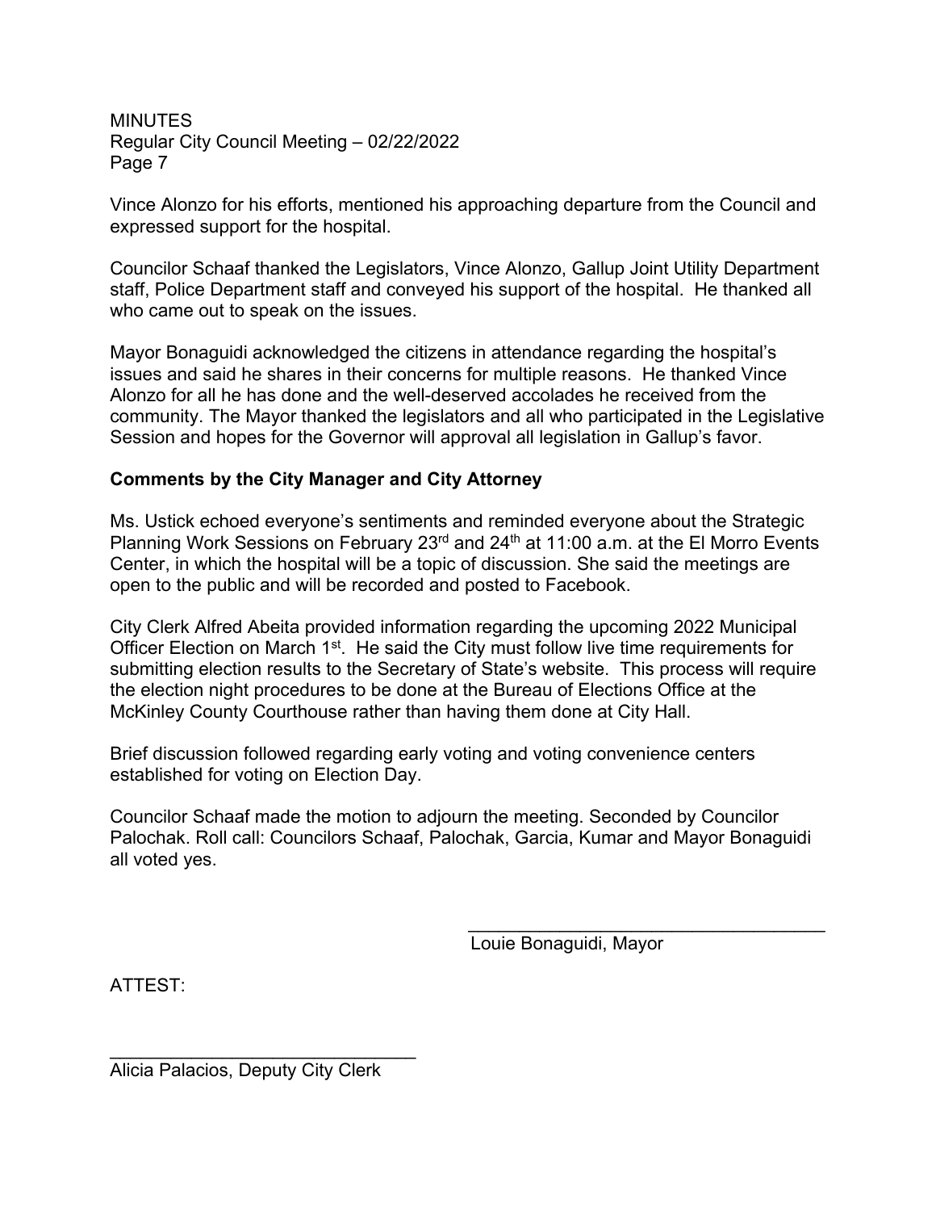Vince Alonzo for his efforts, mentioned his approaching departure from the Council and expressed support for the hospital.

Councilor Schaaf thanked the Legislators, Vince Alonzo, Gallup Joint Utility Department staff, Police Department staff and conveyed his support of the hospital. He thanked all who came out to speak on the issues.

Mayor Bonaguidi acknowledged the citizens in attendance regarding the hospital's issues and said he shares in their concerns for multiple reasons. He thanked Vince Alonzo for all he has done and the well-deserved accolades he received from the community. The Mayor thanked the legislators and all who participated in the Legislative Session and hopes for the Governor will approval all legislation in Gallup's favor.

**Comments by the City Manager and City Attorney**

Ms. Ustick echoed everyone's sentiments and reminded everyone about the Strategic Planning Work Sessions on February 23rd and 24th at 11:00 a.m. at the El Morro Events Center, in which the hospital will be a topic of discussion. She said the meetings are open to the public and will be recorded and posted to Facebook.

City Clerk Alfred Abeita provided information regarding the upcoming 2022 Municipal Officer Election on March 1st. He said the City must follow live time requirements for submitting election results to the Secretary of State's website. This process will require the election night procedures to be done at the Bureau of Elections Office at the McKinley County Courthouse rather than having them done at City Hall.

Brief discussion followed regarding early voting and voting convenience centers established for voting on Election Day.

Councilor Schaaf made the motion to adjourn the meeting. Seconded by Councilor Palochak. Roll call: Councilors Schaaf, Palochak, Garcia, Kumar and Mayor Bonaguidi all voted yes.

\_\_\_\_\_\_\_\_\_\_\_\_\_\_\_\_\_\_\_\_\_\_\_\_\_\_\_\_\_\_\_\_\_\_\_\_\_\_
Louie Bonaguidi, Mayor

ATTEST:

\_\_\_\_\_\_\_\_\_\_\_\_\_\_\_\_\_\_\_\_\_\_\_\_\_\_\_\_\_\_\_\_\_\_
Alicia Palacios, Deputy City Clerk